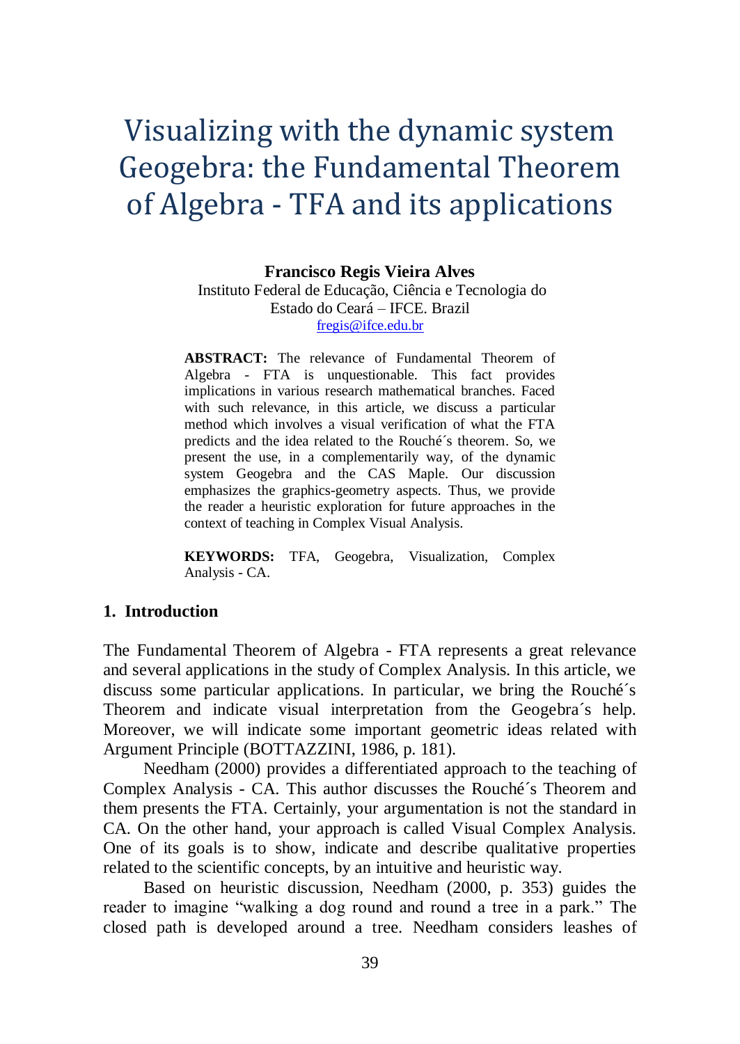# Visualizing with the dynamic system Geogebra: the Fundamental Theorem of Algebra - TFA and its applications

**Francisco Regis Vieira Alves**
Instituto Federal de Educação, Ciência e Tecnologia do Estado do Ceará – IFCE. Brazil
fregis@ifce.edu.br

**ABSTRACT:** The relevance of Fundamental Theorem of Algebra - FTA is unquestionable. This fact provides implications in various research mathematical branches. Faced with such relevance, in this article, we discuss a particular method which involves a visual verification of what the FTA predicts and the idea related to the Rouché´s theorem. So, we present the use, in a complementarily way, of the dynamic system Geogebra and the CAS Maple. Our discussion emphasizes the graphics-geometry aspects. Thus, we provide the reader a heuristic exploration for future approaches in the context of teaching in Complex Visual Analysis.

**KEYWORDS:** TFA, Geogebra, Visualization, Complex Analysis - CA.

## 1. Introduction

The Fundamental Theorem of Algebra - FTA represents a great relevance and several applications in the study of Complex Analysis. In this article, we discuss some particular applications. In particular, we bring the Rouché´s Theorem and indicate visual interpretation from the Geogebra´s help. Moreover, we will indicate some important geometric ideas related with Argument Principle (BOTTAZZINI, 1986, p. 181).

Needham (2000) provides a differentiated approach to the teaching of Complex Analysis - CA. This author discusses the Rouché´s Theorem and them presents the FTA. Certainly, your argumentation is not the standard in CA. On the other hand, your approach is called Visual Complex Analysis. One of its goals is to show, indicate and describe qualitative properties related to the scientific concepts, by an intuitive and heuristic way.

Based on heuristic discussion, Needham (2000, p. 353) guides the reader to imagine "walking a dog round and round a tree in a park." The closed path is developed around a tree. Needham considers leashes of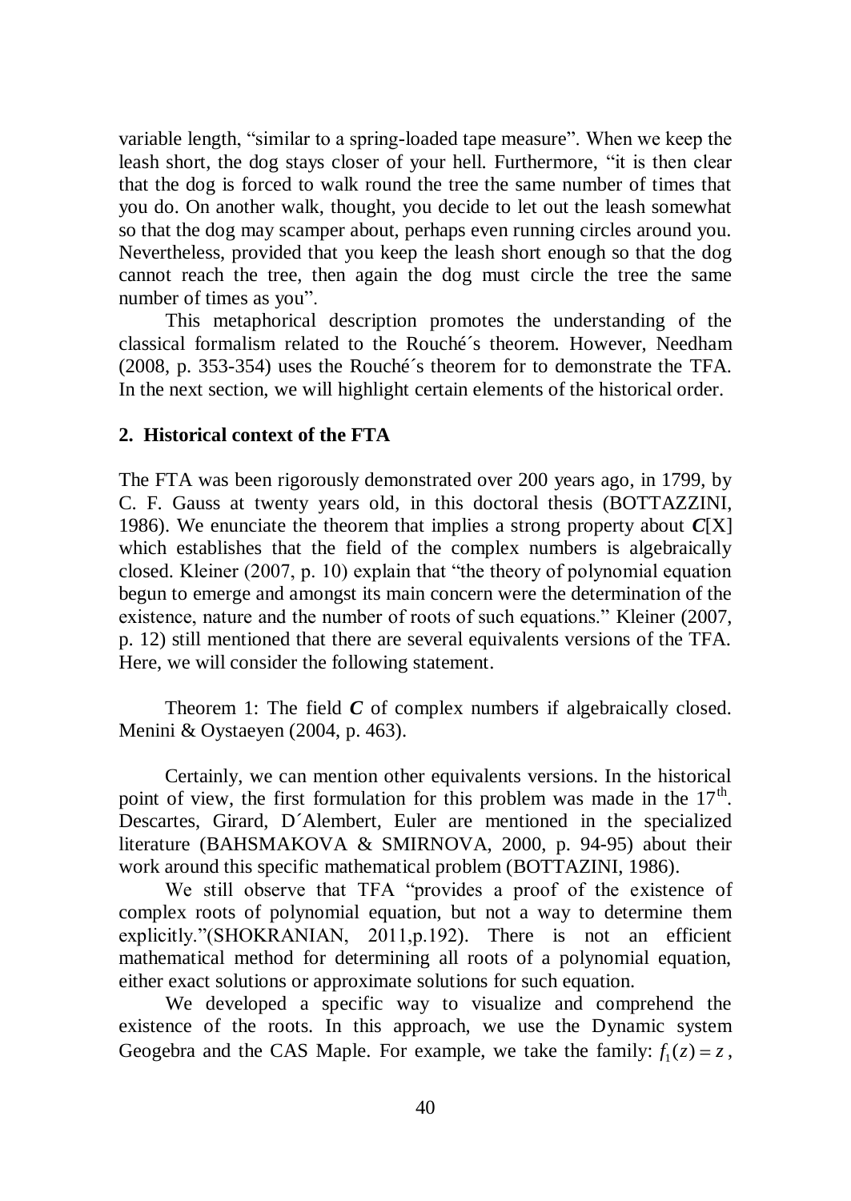variable length, "similar to a spring-loaded tape measure". When we keep the leash short, the dog stays closer of your hell. Furthermore, "it is then clear that the dog is forced to walk round the tree the same number of times that you do. On another walk, thought, you decide to let out the leash somewhat so that the dog may scamper about, perhaps even running circles around you. Nevertheless, provided that you keep the leash short enough so that the dog cannot reach the tree, then again the dog must circle the tree the same number of times as you".

This metaphorical description promotes the understanding of the classical formalism related to the Rouché´s theorem. However, Needham (2008, p. 353-354) uses the Rouché´s theorem for to demonstrate the TFA. In the next section, we will highlight certain elements of the historical order.

## 2. Historical context of the FTA

The FTA was been rigorously demonstrated over 200 years ago, in 1799, by C. F. Gauss at twenty years old, in this doctoral thesis (BOTTAZZINI, 1986). We enunciate the theorem that implies a strong property about $\boldsymbol{C}[X]$ which establishes that the field of the complex numbers is algebraically closed. Kleiner (2007, p. 10) explain that "the theory of polynomial equation begun to emerge and amongst its main concern were the determination of the existence, nature and the number of roots of such equations." Kleiner (2007, p. 12) still mentioned that there are several equivalents versions of the TFA. Here, we will consider the following statement.

Theorem 1: The field $\boldsymbol{C}$ of complex numbers if algebraically closed. Menini & Oystaeyen (2004, p. 463).

Certainly, we can mention other equivalents versions. In the historical point of view, the first formulation for this problem was made in the $17^{\text{th}}$. Descartes, Girard, D´Alembert, Euler are mentioned in the specialized literature (BAHSMAKOVA & SMIRNOVA, 2000, p. 94-95) about their work around this specific mathematical problem (BOTTAZINI, 1986).

We still observe that TFA "provides a proof of the existence of complex roots of polynomial equation, but not a way to determine them explicitly."(SHOKRANIAN, 2011,p.192). There is not an efficient mathematical method for determining all roots of a polynomial equation, either exact solutions or approximate solutions for such equation.

We developed a specific way to visualize and comprehend the existence of the roots. In this approach, we use the Dynamic system Geogebra and the CAS Maple. For example, we take the family: $f_1(z) = z$,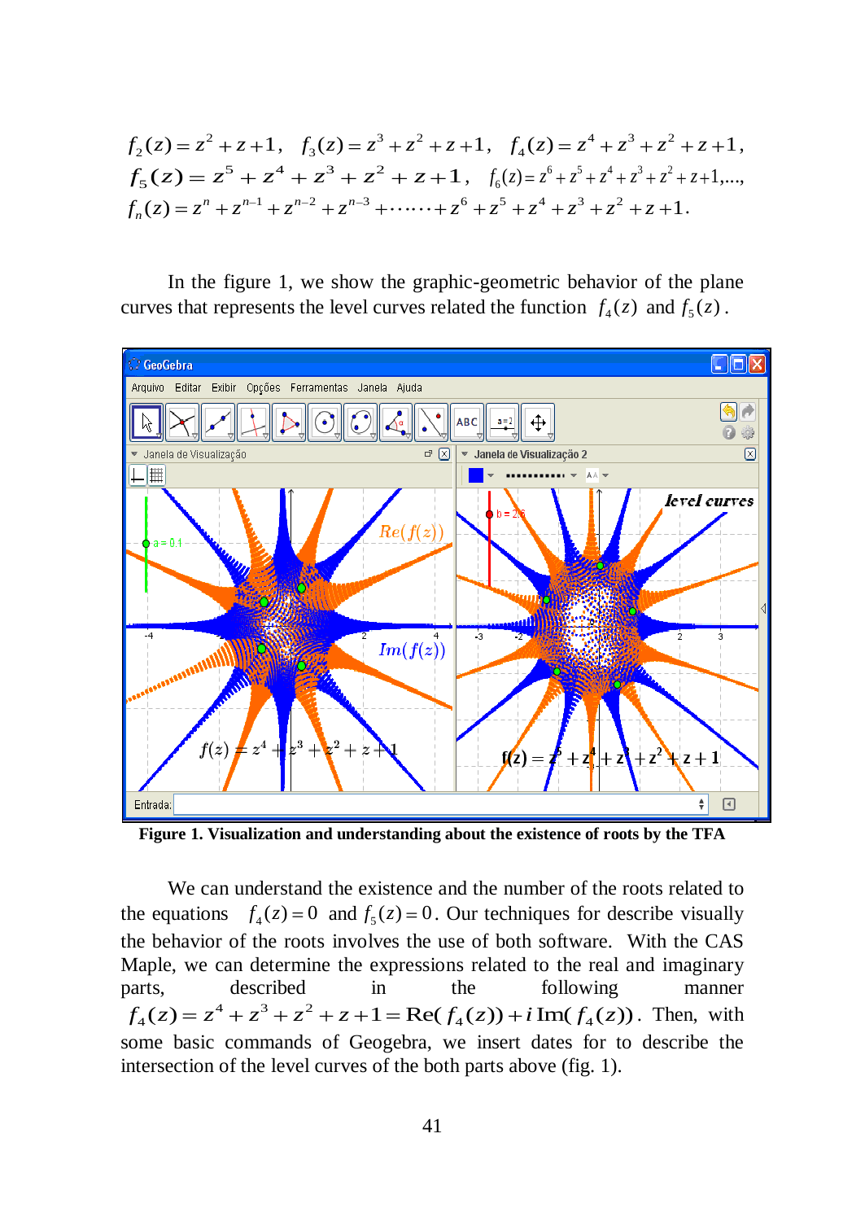$$f_2(z) = z^2 + z + 1, \quad f_3(z) = z^3 + z^2 + z + 1, \quad f_4(z) = z^4 + z^3 + z^2 + z + 1,$$
$$f_5(z) = z^5 + z^4 + z^3 + z^2 + z + 1, \quad f_6(z) = z^6 + z^5 + z^4 + z^3 + z^2 + z + 1, \ldots,$$
$$f_n(z) = z^n + z^{n-1} + z^{n-2} + z^{n-3} + \cdots\cdots + z^6 + z^5 + z^4 + z^3 + z^2 + z + 1.$$

In the figure 1, we show the graphic-geometric behavior of the plane curves that represents the level curves related the function $f_4(z)$ and $f_5(z)$.

**Figure 1. Visualization and understanding about the existence of roots by the TFA**

We can understand the existence and the number of the roots related to the equations $f_4(z) = 0$ and $f_5(z) = 0$. Our techniques for describe visually the behavior of the roots involves the use of both software. With the CAS Maple, we can determine the expressions related to the real and imaginary parts, described in the following manner $f_4(z) = z^4 + z^3 + z^2 + z + 1 = \mathrm{Re}(f_4(z)) + i\,\mathrm{Im}(f_4(z))$. Then, with some basic commands of Geogebra, we insert dates for to describe the intersection of the level curves of the both parts above (fig. 1).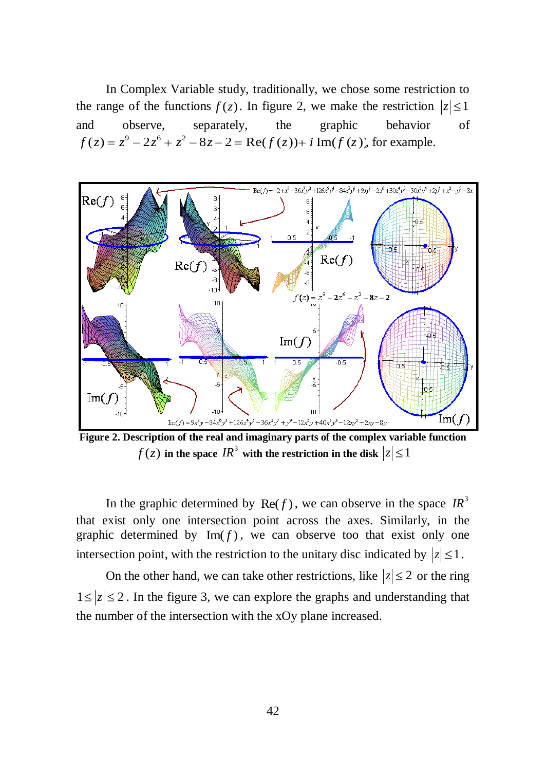In Complex Variable study, traditionally, we chose some restriction to the range of the functions $f(z)$. In figure 2, we make the restriction $|z| \leq 1$ and observe, separately, the graphic behavior of $f(z) = z^9 - 2z^6 + z^2 - 8z - 2 = \text{Re}(f(z)) + i\,\text{Im}(f(z))$, for example.

**Figure 2. Description of the real and imaginary parts of the complex variable function $f(z)$ in the space $IR^3$ with the restriction in the disk $|z| \leq 1$**

In the graphic determined by $\text{Re}(f)$, we can observe in the space $IR^3$ that exist only one intersection point across the axes. Similarly, in the graphic determined by $\text{Im}(f)$, we can observe too that exist only one intersection point, with the restriction to the unitary disc indicated by $|z| \leq 1$.

On the other hand, we can take other restrictions, like $|z| \leq 2$ or the ring $1 \leq |z| \leq 2$. In the figure 3, we can explore the graphs and understanding that the number of the intersection with the xOy plane increased.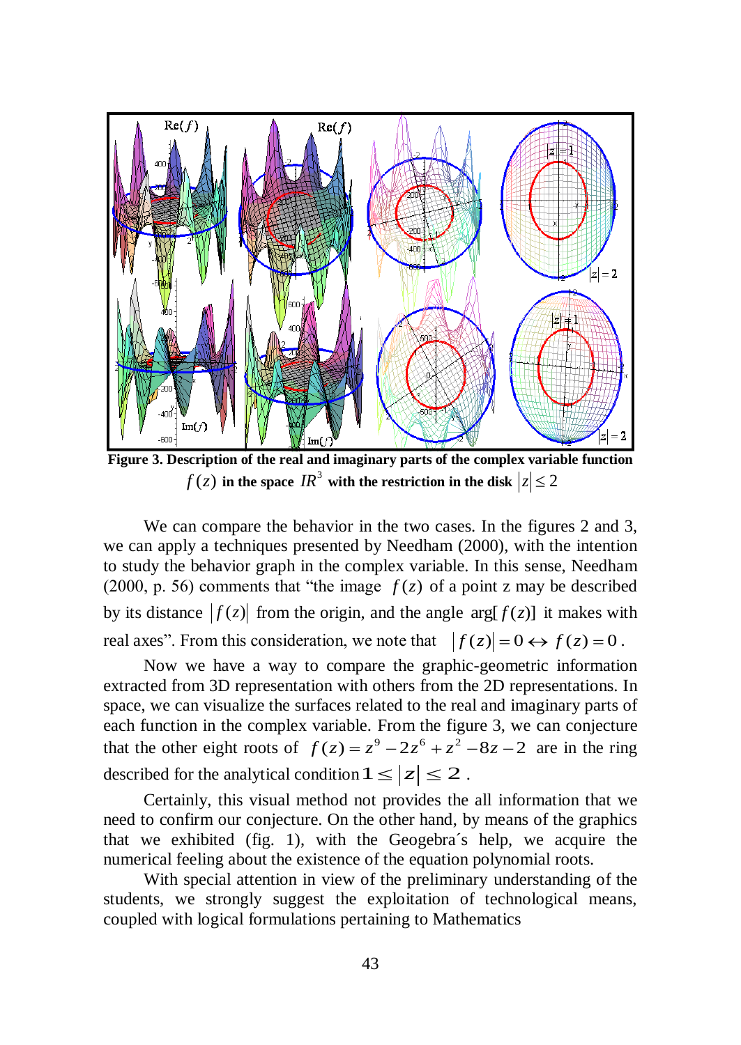**Figure 3. Description of the real and imaginary parts of the complex variable function $f(z)$ in the space $IR^3$ with the restriction in the disk $|z| \leq 2$**

We can compare the behavior in the two cases. In the figures 2 and 3, we can apply a techniques presented by Needham (2000), with the intention to study the behavior graph in the complex variable. In this sense, Needham (2000, p. 56) comments that "the image $f(z)$ of a point z may be described by its distance $|f(z)|$ from the origin, and the angle $\arg[f(z)]$ it makes with real axes". From this consideration, we note that $|f(z)| = 0 \leftrightarrow f(z) = 0$.

Now we have a way to compare the graphic-geometric information extracted from 3D representation with others from the 2D representations. In space, we can visualize the surfaces related to the real and imaginary parts of each function in the complex variable. From the figure 3, we can conjecture that the other eight roots of $f(z) = z^9 - 2z^6 + z^2 - 8z - 2$ are in the ring described for the analytical condition $1 \leq |z| \leq 2$.

Certainly, this visual method not provides the all information that we need to confirm our conjecture. On the other hand, by means of the graphics that we exhibited (fig. 1), with the Geogebra´s help, we acquire the numerical feeling about the existence of the equation polynomial roots.

With special attention in view of the preliminary understanding of the students, we strongly suggest the exploitation of technological means, coupled with logical formulations pertaining to Mathematics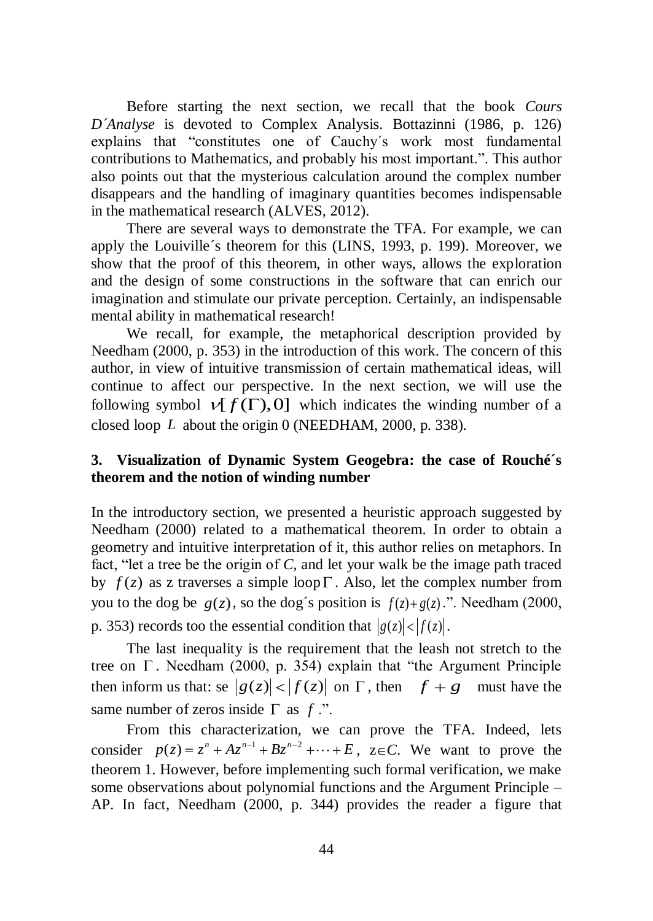Before starting the next section, we recall that the book *Cours D´Analyse* is devoted to Complex Analysis. Bottazinni (1986, p. 126) explains that "constitutes one of Cauchy´s work most fundamental contributions to Mathematics, and probably his most important.". This author also points out that the mysterious calculation around the complex number disappears and the handling of imaginary quantities becomes indispensable in the mathematical research (ALVES, 2012).

There are several ways to demonstrate the TFA. For example, we can apply the Louiville´s theorem for this (LINS, 1993, p. 199). Moreover, we show that the proof of this theorem, in other ways, allows the exploration and the design of some constructions in the software that can enrich our imagination and stimulate our private perception. Certainly, an indispensable mental ability in mathematical research!

We recall, for example, the metaphorical description provided by Needham (2000, p. 353) in the introduction of this work. The concern of this author, in view of intuitive transmission of certain mathematical ideas, will continue to affect our perspective. In the next section, we will use the following symbol $\nu[f(\Gamma),0]$ which indicates the winding number of a closed loop $L$ about the origin 0 (NEEDHAM, 2000, p. 338).

## 3. Visualization of Dynamic System Geogebra: the case of Rouché´s theorem and the notion of winding number

In the introductory section, we presented a heuristic approach suggested by Needham (2000) related to a mathematical theorem. In order to obtain a geometry and intuitive interpretation of it, this author relies on metaphors. In fact, "let a tree be the origin of *C*, and let your walk be the image path traced by $f(z)$ as z traverses a simple loop $\Gamma$. Also, let the complex number from you to the dog be $g(z)$, so the dog´s position is $f(z)+g(z)$.". Needham (2000, p. 353) records too the essential condition that $|g(z)|<|f(z)|$.

The last inequality is the requirement that the leash not stretch to the tree on $\Gamma$. Needham (2000, p. 354) explain that "the Argument Principle then inform us that: se $|g(z)|<|f(z)|$ on $\Gamma$, then $f+g$ must have the same number of zeros inside $\Gamma$ as $f$.".

From this characterization, we can prove the TFA. Indeed, lets consider $p(z)=z^n+Az^{n-1}+Bz^{n-2}+\cdots+E$, $z\in C$. We want to prove the theorem 1. However, before implementing such formal verification, we make some observations about polynomial functions and the Argument Principle – AP. In fact, Needham (2000, p. 344) provides the reader a figure that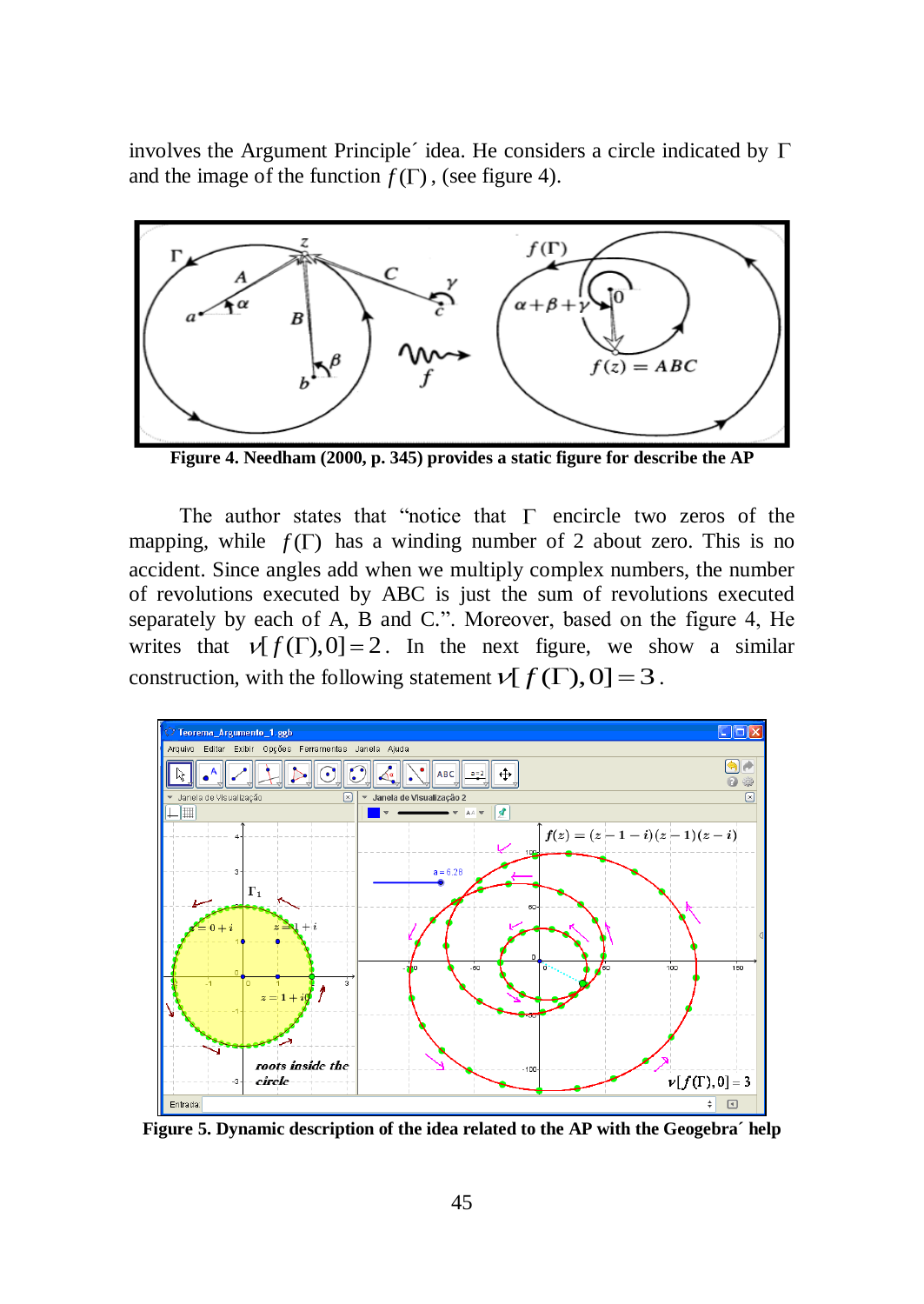involves the Argument Principle´ idea. He considers a circle indicated by $\Gamma$ and the image of the function $f(\Gamma)$, (see figure 4).

**Figure 4. Needham (2000, p. 345) provides a static figure for describe the AP**

The author states that "notice that $\Gamma$ encircle two zeros of the mapping, while $f(\Gamma)$ has a winding number of 2 about zero. This is no accident. Since angles add when we multiply complex numbers, the number of revolutions executed by ABC is just the sum of revolutions executed separately by each of A, B and C.". Moreover, based on the figure 4, He writes that $\nu[f(\Gamma),0]=2$. In the next figure, we show a similar construction, with the following statement $\nu[f(\Gamma),0]=3$.

**Figure 5. Dynamic description of the idea related to the AP with the Geogebra´ help**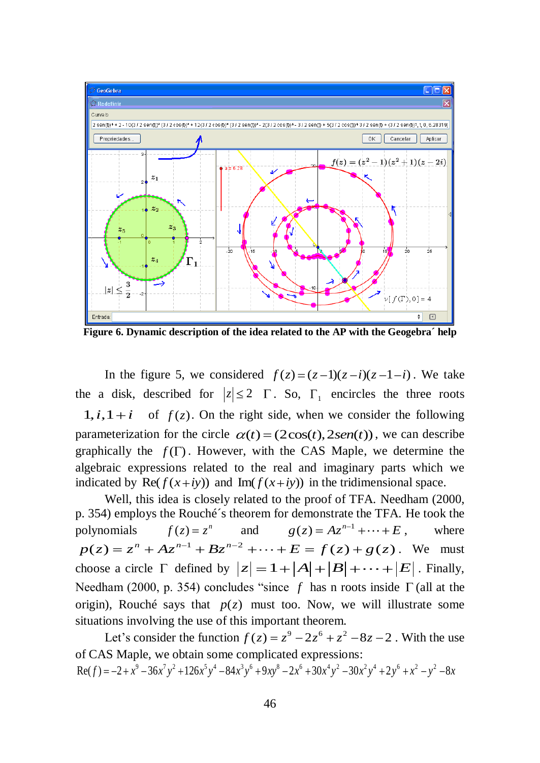Figure 6. Dynamic description of the idea related to the AP with the Geogebra´ help

In the figure 5, we considered $f(z)=(z-1)(z-i)(z-1-i)$. We take the a disk, described for $|z|\le 2$ $\Gamma$. So, $\Gamma_1$ encircles the three roots $1, i, 1+i$ of $f(z)$. On the right side, when we consider the following parameterization for the circle $\alpha(t)=(2\cos(t), 2sen(t))$, we can describe graphically the $f(\Gamma)$. However, with the CAS Maple, we determine the algebraic expressions related to the real and imaginary parts which we indicated by $\mathrm{Re}(f(x+iy))$ and $\mathrm{Im}(f(x+iy))$ in the tridimensional space.

Well, this idea is closely related to the proof of TFA. Needham (2000, p. 354) employs the Rouché´s theorem for demonstrate the TFA. He took the polynomials $f(z)=z^n$ and $g(z)=Az^{n-1}+\cdots+E$, where $p(z)=z^n+Az^{n-1}+Bz^{n-2}+\cdots+E=f(z)+g(z)$. We must choose a circle $\Gamma$ defined by $|z|=1+|A|+|B|+\cdots+|E|$. Finally, Needham (2000, p. 354) concludes "since $f$ has n roots inside $\Gamma$ (all at the origin), Rouché says that $p(z)$ must too. Now, we will illustrate some situations involving the use of this important theorem.

Let's consider the function $f(z)=z^9-2z^6+z^2-8z-2$. With the use of CAS Maple, we obtain some complicated expressions:

$$\mathrm{Re}(f)=-2+x^9-36x^7y^2+126x^5y^4-84x^3y^6+9xy^8-2x^6+30x^4y^2-30x^2y^4+2y^6+x^2-y^2-8x$$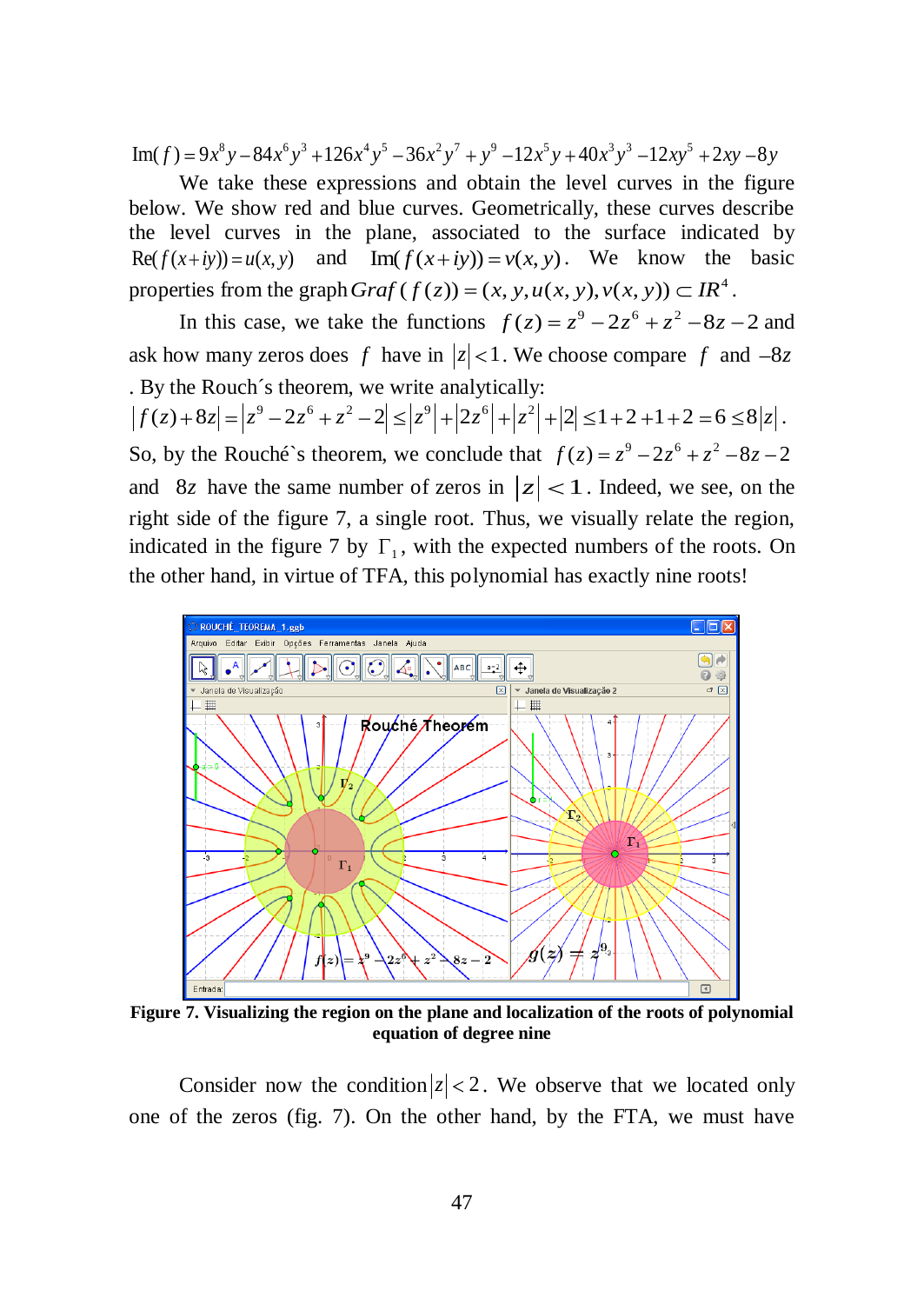$$\text{Im}(f) = 9x^8y - 84x^6y^3 + 126x^4y^5 - 36x^2y^7 + y^9 - 12x^5y + 40x^3y^3 - 12xy^5 + 2xy - 8y$$

We take these expressions and obtain the level curves in the figure below. We show red and blue curves. Geometrically, these curves describe the level curves in the plane, associated to the surface indicated by $\text{Re}(f(x+iy)) = u(x,y)$ and $\text{Im}(f(x+iy)) = v(x,y)$. We know the basic properties from the graph $Graf(f(z)) = (x, y, u(x,y), v(x,y)) \subset IR^4$.

In this case, we take the functions $f(z) = z^9 - 2z^6 + z^2 - 8z - 2$ and ask how many zeros does $f$ have in $|z| < 1$. We choose compare $f$ and $-8z$. By the Rouch´s theorem, we write analytically:

$$|f(z) + 8z| = |z^9 - 2z^6 + z^2 - 2| \le |z^9| + |2z^6| + |z^2| + |2| \le 1 + 2 + 1 + 2 = 6 \le 8|z|.$$

So, by the Rouché`s theorem, we conclude that $f(z) = z^9 - 2z^6 + z^2 - 8z - 2$ and $8z$ have the same number of zeros in $|z| < 1$. Indeed, we see, on the right side of the figure 7, a single root. Thus, we visually relate the region, indicated in the figure 7 by $\Gamma_1$, with the expected numbers of the roots. On the other hand, in virtue of TFA, this polynomial has exactly nine roots!

**Figure 7. Visualizing the region on the plane and localization of the roots of polynomial equation of degree nine**

Consider now the condition $|z| < 2$. We observe that we located only one of the zeros (fig. 7). On the other hand, by the FTA, we must have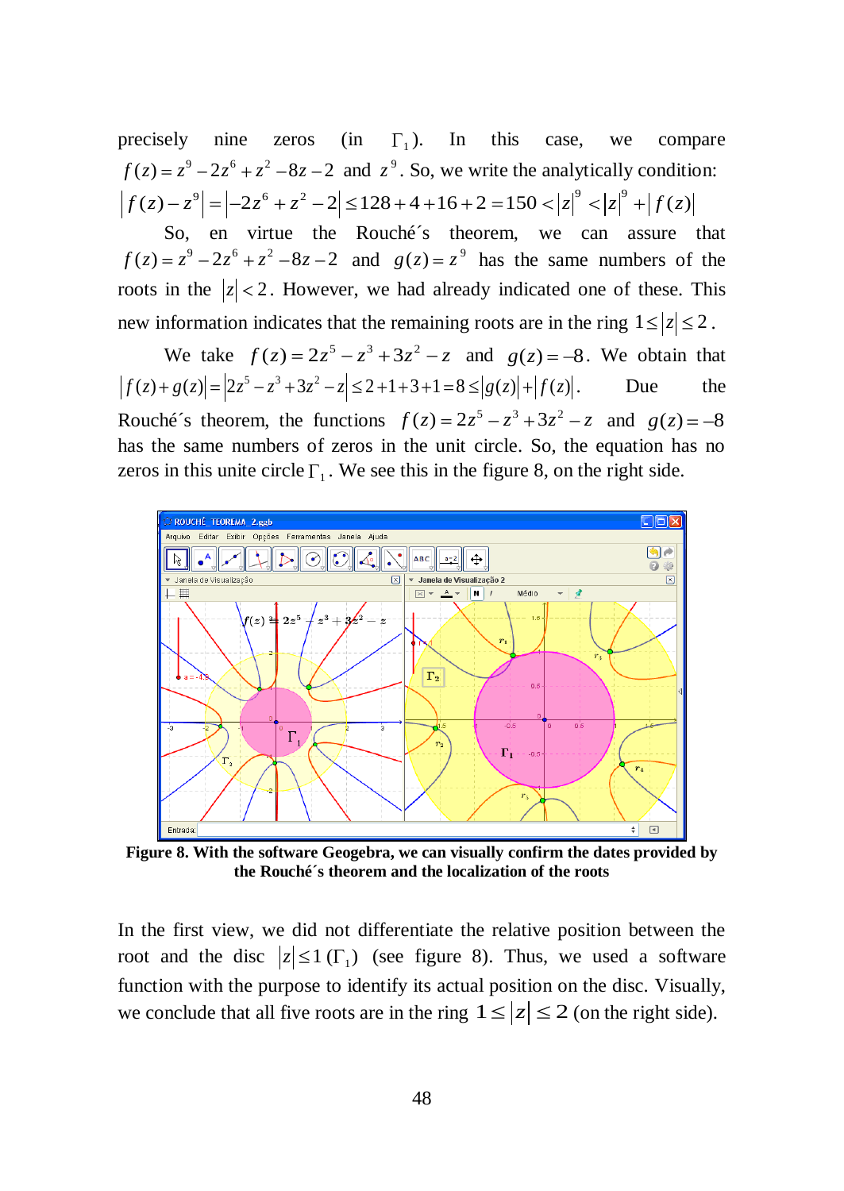precisely nine zeros (in $\Gamma_1$). In this case, we compare $f(z) = z^9 - 2z^6 + z^2 - 8z - 2$ and $z^9$. So, we write the analytically condition: $\left|f(z) - z^9\right| = \left|-2z^6 + z^2 - 2\right| \leq 128 + 4 + 16 + 2 = 150 < |z|^9 < |z|^9 + |f(z)|$

So, en virtue the Rouché´s theorem, we can assure that $f(z) = z^9 - 2z^6 + z^2 - 8z - 2$ and $g(z) = z^9$ has the same numbers of the roots in the $|z| < 2$. However, we had already indicated one of these. This new information indicates that the remaining roots are in the ring $1 \leq |z| \leq 2$.

We take $f(z) = 2z^5 - z^3 + 3z^2 - z$ and $g(z) = -8$. We obtain that $\left|f(z) + g(z)\right| = \left|2z^5 - z^3 + 3z^2 - z\right| \leq 2 + 1 + 3 + 1 = 8 \leq |g(z)| + |f(z)|$. Due the Rouché´s theorem, the functions $f(z) = 2z^5 - z^3 + 3z^2 - z$ and $g(z) = -8$ has the same numbers of zeros in the unit circle. So, the equation has no zeros in this unite circle $\Gamma_1$. We see this in the figure 8, on the right side.

**Figure 8. With the software Geogebra, we can visually confirm the dates provided by the Rouché´s theorem and the localization of the roots**

In the first view, we did not differentiate the relative position between the root and the disc $|z| \leq 1\,(\Gamma_1)$ (see figure 8). Thus, we used a software function with the purpose to identify its actual position on the disc. Visually, we conclude that all five roots are in the ring $1 \leq |z| \leq 2$ (on the right side).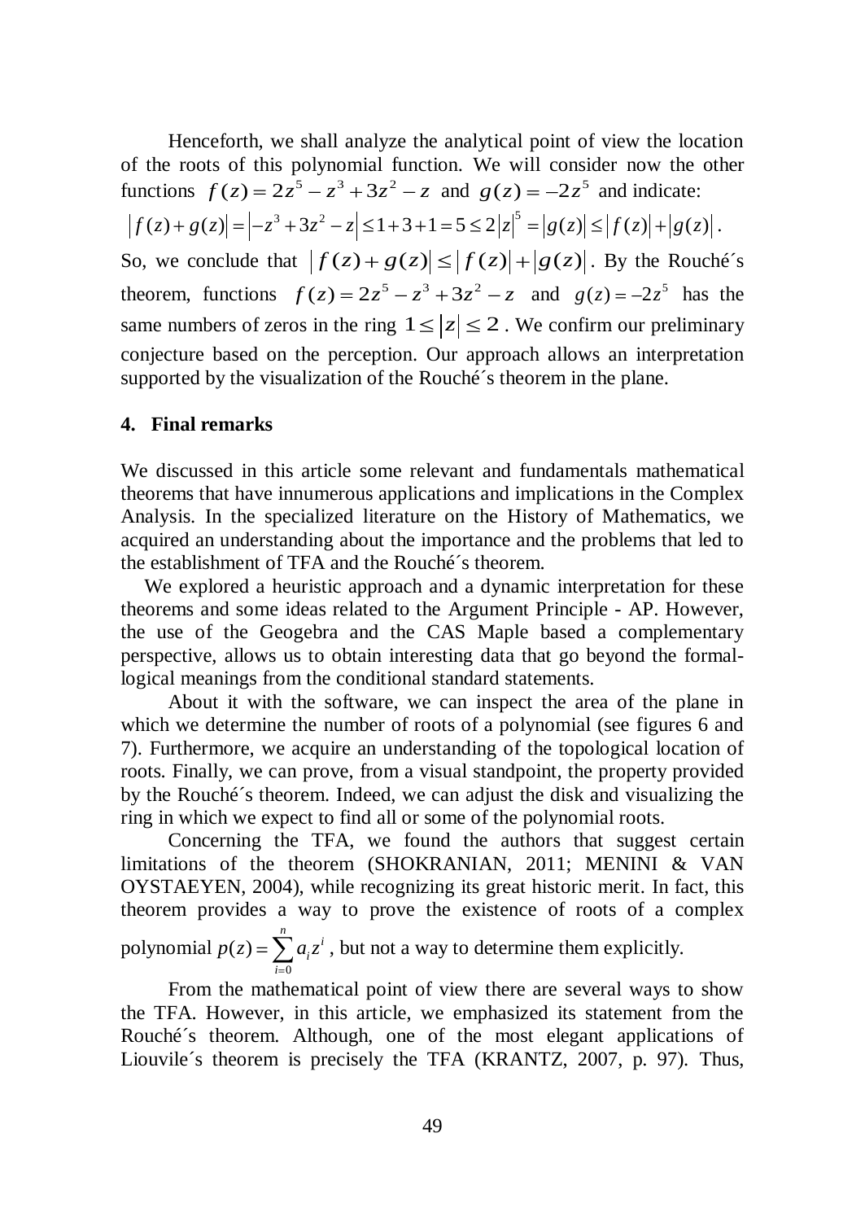Henceforth, we shall analyze the analytical point of view the location of the roots of this polynomial function. We will consider now the other functions $f(z) = 2z^5 - z^3 + 3z^2 - z$ and $g(z) = -2z^5$ and indicate:

$$\left| f(z) + g(z) \right| = \left| -z^3 + 3z^2 - z \right| \leq 1 + 3 + 1 = 5 \leq 2\left|z\right|^5 = \left|g(z)\right| \leq \left| f(z) \right| + \left|g(z)\right|.$$

So, we conclude that $\left| f(z) + g(z) \right| \leq \left| f(z) \right| + \left| g(z) \right|$. By the Rouché´s theorem, functions $f(z) = 2z^5 - z^3 + 3z^2 - z$ and $g(z) = -2z^5$ has the same numbers of zeros in the ring $1 \leq |z| \leq 2$. We confirm our preliminary conjecture based on the perception. Our approach allows an interpretation supported by the visualization of the Rouché´s theorem in the plane.

## 4. Final remarks

We discussed in this article some relevant and fundamentals mathematical theorems that have innumerous applications and implications in the Complex Analysis. In the specialized literature on the History of Mathematics, we acquired an understanding about the importance and the problems that led to the establishment of TFA and the Rouché´s theorem.

We explored a heuristic approach and a dynamic interpretation for these theorems and some ideas related to the Argument Principle - AP. However, the use of the Geogebra and the CAS Maple based a complementary perspective, allows us to obtain interesting data that go beyond the formal-logical meanings from the conditional standard statements.

About it with the software, we can inspect the area of the plane in which we determine the number of roots of a polynomial (see figures 6 and 7). Furthermore, we acquire an understanding of the topological location of roots. Finally, we can prove, from a visual standpoint, the property provided by the Rouché´s theorem. Indeed, we can adjust the disk and visualizing the ring in which we expect to find all or some of the polynomial roots.

Concerning the TFA, we found the authors that suggest certain limitations of the theorem (SHOKRANIAN, 2011; MENINI & VAN OYSTAEYEN, 2004), while recognizing its great historic merit. In fact, this theorem provides a way to prove the existence of roots of a complex polynomial $p(z) = \sum_{i=0}^{n} a_i z^i$, but not a way to determine them explicitly.

From the mathematical point of view there are several ways to show the TFA. However, in this article, we emphasized its statement from the Rouché´s theorem. Although, one of the most elegant applications of Liouvile´s theorem is precisely the TFA (KRANTZ, 2007, p. 97). Thus,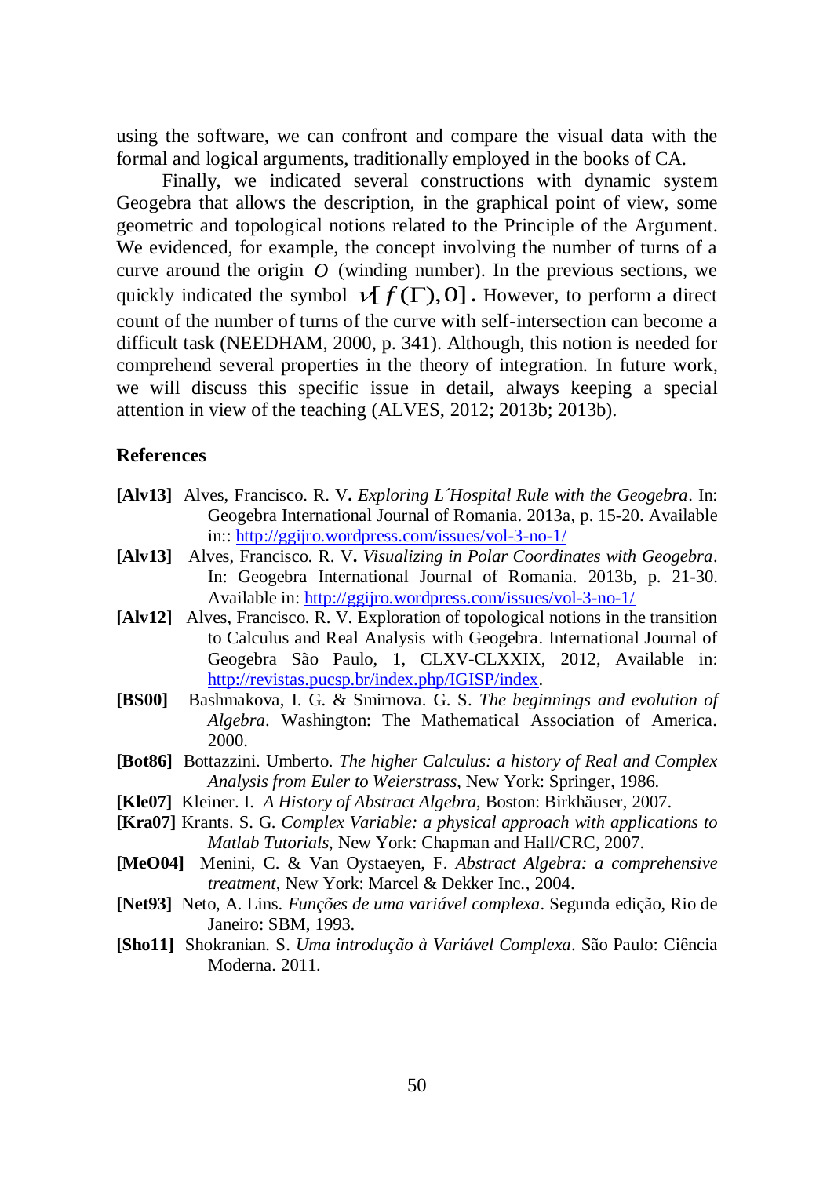using the software, we can confront and compare the visual data with the formal and logical arguments, traditionally employed in the books of CA.

Finally, we indicated several constructions with dynamic system Geogebra that allows the description, in the graphical point of view, some geometric and topological notions related to the Principle of the Argument. We evidenced, for example, the concept involving the number of turns of a curve around the origin $O$ (winding number). In the previous sections, we quickly indicated the symbol $\nu[f(\Gamma), 0]$. However, to perform a direct count of the number of turns of the curve with self-intersection can become a difficult task (NEEDHAM, 2000, p. 341). Although, this notion is needed for comprehend several properties in the theory of integration. In future work, we will discuss this specific issue in detail, always keeping a special attention in view of the teaching (ALVES, 2012; 2013b; 2013b).

## References

**[Alv13]** Alves, Francisco. R. V**.** *Exploring L´Hospital Rule with the Geogebra*. In: Geogebra International Journal of Romania. 2013a, p. 15-20. Available in:: http://ggijro.wordpress.com/issues/vol-3-no-1/

**[Alv13]** Alves, Francisco. R. V**.** *Visualizing in Polar Coordinates with Geogebra*. In: Geogebra International Journal of Romania. 2013b, p. 21-30. Available in: http://ggijro.wordpress.com/issues/vol-3-no-1/

**[Alv12]** Alves, Francisco. R. V. Exploration of topological notions in the transition to Calculus and Real Analysis with Geogebra. International Journal of Geogebra São Paulo, 1, CLXV-CLXXIX, 2012, Available in: http://revistas.pucsp.br/index.php/IGISP/index.

**[BS00]** Bashmakova, I. G. & Smirnova. G. S. *The beginnings and evolution of Algebra*. Washington: The Mathematical Association of America. 2000.

**[Bot86]** Bottazzini. Umberto. *The higher Calculus: a history of Real and Complex Analysis from Euler to Weierstrass*, New York: Springer, 1986.

**[Kle07]** Kleiner. I. *A History of Abstract Algebra*, Boston: Birkhäuser, 2007.

**[Kra07]** Krants. S. G. *Complex Variable: a physical approach with applications to Matlab Tutorials*, New York: Chapman and Hall/CRC, 2007.

**[MeO04]** Menini, C. & Van Oystaeyen, F. *Abstract Algebra: a comprehensive treatment*, New York: Marcel & Dekker Inc., 2004.

**[Net93]** Neto, A. Lins. *Funções de uma variável complexa*. Segunda edição, Rio de Janeiro: SBM, 1993.

**[Sho11]** Shokranian. S. *Uma introdução à Variável Complexa*. São Paulo: Ciência Moderna. 2011.